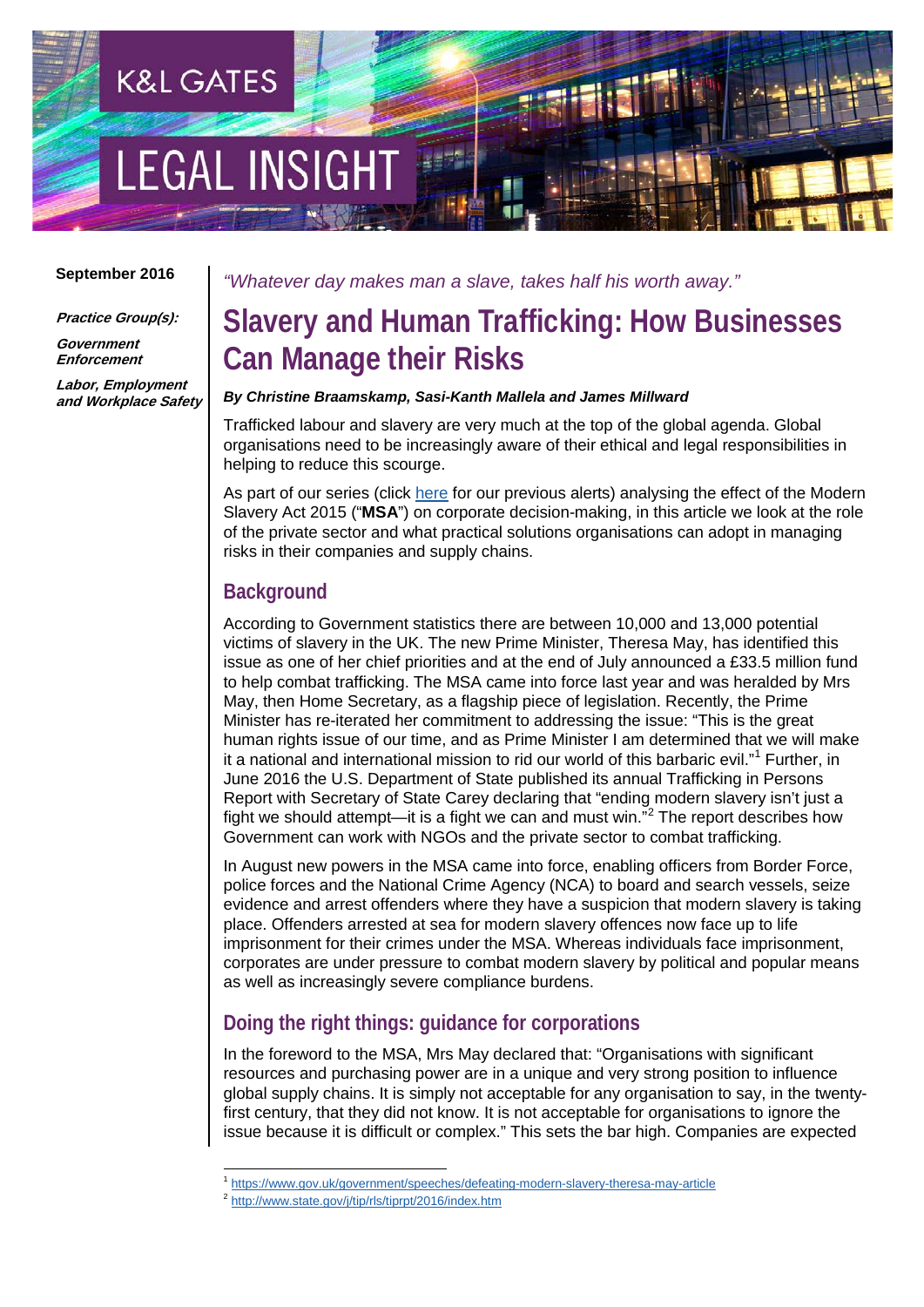K&L GATES

LEGAL INSIGHT

**September 2016**

***Practice Group(s):***

***Government Enforcement***

***Labor, Employment and Workplace Safety***

*"Whatever day makes man a slave, takes half his worth away."*

# Slavery and Human Trafficking: How Businesses Can Manage their Risks

***By Christine Braamskamp, Sasi-Kanth Mallela and James Millward***

Trafficked labour and slavery are very much at the top of the global agenda. Global organisations need to be increasingly aware of their ethical and legal responsibilities in helping to reduce this scourge.

As part of our series (click here for our previous alerts) analysing the effect of the Modern Slavery Act 2015 ("**MSA**") on corporate decision-making, in this article we look at the role of the private sector and what practical solutions organisations can adopt in managing risks in their companies and supply chains.

## Background

According to Government statistics there are between 10,000 and 13,000 potential victims of slavery in the UK. The new Prime Minister, Theresa May, has identified this issue as one of her chief priorities and at the end of July announced a £33.5 million fund to help combat trafficking. The MSA came into force last year and was heralded by Mrs May, then Home Secretary, as a flagship piece of legislation. Recently, the Prime Minister has re-iterated her commitment to addressing the issue: "This is the great human rights issue of our time, and as Prime Minister I am determined that we will make it a national and international mission to rid our world of this barbaric evil."[1] Further, in June 2016 the U.S. Department of State published its annual Trafficking in Persons Report with Secretary of State Carey declaring that "ending modern slavery isn't just a fight we should attempt—it is a fight we can and must win."[2] The report describes how Government can work with NGOs and the private sector to combat trafficking.

In August new powers in the MSA came into force, enabling officers from Border Force, police forces and the National Crime Agency (NCA) to board and search vessels, seize evidence and arrest offenders where they have a suspicion that modern slavery is taking place. Offenders arrested at sea for modern slavery offences now face up to life imprisonment for their crimes under the MSA. Whereas individuals face imprisonment, corporates are under pressure to combat modern slavery by political and popular means as well as increasingly severe compliance burdens.

## Doing the right things: guidance for corporations

In the foreword to the MSA, Mrs May declared that: "Organisations with significant resources and purchasing power are in a unique and very strong position to influence global supply chains. It is simply not acceptable for any organisation to say, in the twenty-first century, that they did not know. It is not acceptable for organisations to ignore the issue because it is difficult or complex." This sets the bar high. Companies are expected

---

[1] https://www.gov.uk/government/speeches/defeating-modern-slavery-theresa-may-article

[2] http://www.state.gov/j/tip/rls/tiprpt/2016/index.htm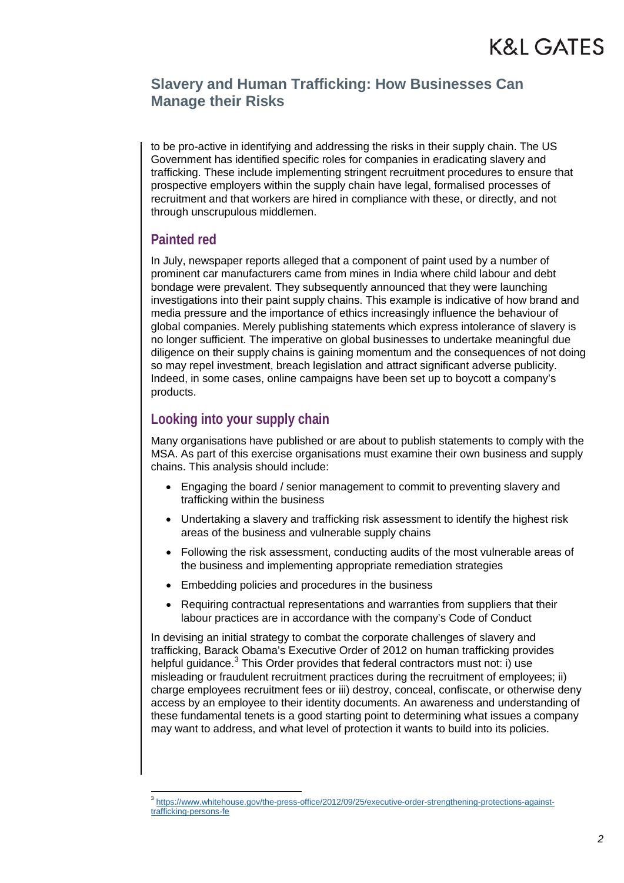to be pro-active in identifying and addressing the risks in their supply chain. The US Government has identified specific roles for companies in eradicating slavery and trafficking. These include implementing stringent recruitment procedures to ensure that prospective employers within the supply chain have legal, formalised processes of recruitment and that workers are hired in compliance with these, or directly, and not through unscrupulous middlemen.

## Painted red

In July, newspaper reports alleged that a component of paint used by a number of prominent car manufacturers came from mines in India where child labour and debt bondage were prevalent. They subsequently announced that they were launching investigations into their paint supply chains. This example is indicative of how brand and media pressure and the importance of ethics increasingly influence the behaviour of global companies. Merely publishing statements which express intolerance of slavery is no longer sufficient. The imperative on global businesses to undertake meaningful due diligence on their supply chains is gaining momentum and the consequences of not doing so may repel investment, breach legislation and attract significant adverse publicity. Indeed, in some cases, online campaigns have been set up to boycott a company's products.

## Looking into your supply chain

Many organisations have published or are about to publish statements to comply with the MSA. As part of this exercise organisations must examine their own business and supply chains. This analysis should include:

- Engaging the board / senior management to commit to preventing slavery and trafficking within the business
- Undertaking a slavery and trafficking risk assessment to identify the highest risk areas of the business and vulnerable supply chains
- Following the risk assessment, conducting audits of the most vulnerable areas of the business and implementing appropriate remediation strategies
- Embedding policies and procedures in the business
- Requiring contractual representations and warranties from suppliers that their labour practices are in accordance with the company's Code of Conduct

In devising an initial strategy to combat the corporate challenges of slavery and trafficking, Barack Obama's Executive Order of 2012 on human trafficking provides helpful guidance.[3] This Order provides that federal contractors must not: i) use misleading or fraudulent recruitment practices during the recruitment of employees; ii) charge employees recruitment fees or iii) destroy, conceal, confiscate, or otherwise deny access by an employee to their identity documents. An awareness and understanding of these fundamental tenets is a good starting point to determining what issues a company may want to address, and what level of protection it wants to build into its policies.

---

[3] https://www.whitehouse.gov/the-press-office/2012/09/25/executive-order-strengthening-protections-against-trafficking-persons-fe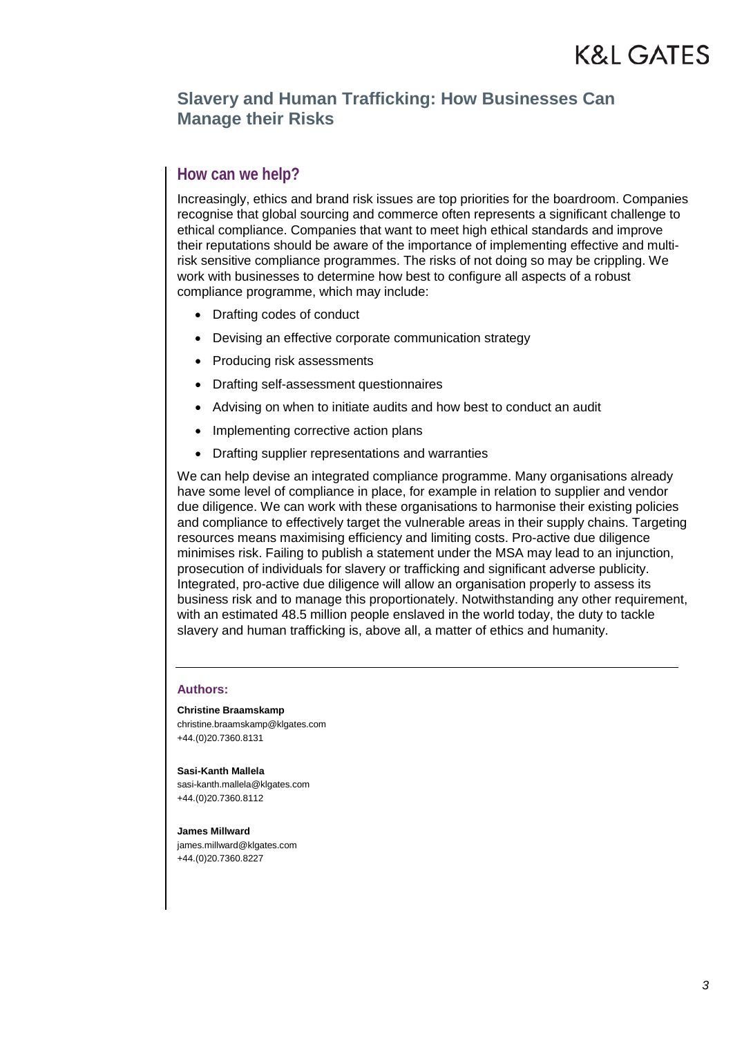## Slavery and Human Trafficking: How Businesses Can Manage their Risks

### How can we help?

Increasingly, ethics and brand risk issues are top priorities for the boardroom. Companies recognise that global sourcing and commerce often represents a significant challenge to ethical compliance. Companies that want to meet high ethical standards and improve their reputations should be aware of the importance of implementing effective and multi-risk sensitive compliance programmes. The risks of not doing so may be crippling. We work with businesses to determine how best to configure all aspects of a robust compliance programme, which may include:

- Drafting codes of conduct
- Devising an effective corporate communication strategy
- Producing risk assessments
- Drafting self-assessment questionnaires
- Advising on when to initiate audits and how best to conduct an audit
- Implementing corrective action plans
- Drafting supplier representations and warranties

We can help devise an integrated compliance programme. Many organisations already have some level of compliance in place, for example in relation to supplier and vendor due diligence. We can work with these organisations to harmonise their existing policies and compliance to effectively target the vulnerable areas in their supply chains. Targeting resources means maximising efficiency and limiting costs. Pro-active due diligence minimises risk. Failing to publish a statement under the MSA may lead to an injunction, prosecution of individuals for slavery or trafficking and significant adverse publicity. Integrated, pro-active due diligence will allow an organisation properly to assess its business risk and to manage this proportionately. Notwithstanding any other requirement, with an estimated 48.5 million people enslaved in the world today, the duty to tackle slavery and human trafficking is, above all, a matter of ethics and humanity.

---

**Authors:**

**Christine Braamskamp**
christine.braamskamp@klgates.com
+44.(0)20.7360.8131

**Sasi-Kanth Mallela**
sasi-kanth.mallela@klgates.com
+44.(0)20.7360.8112

**James Millward**
james.millward@klgates.com
+44.(0)20.7360.8227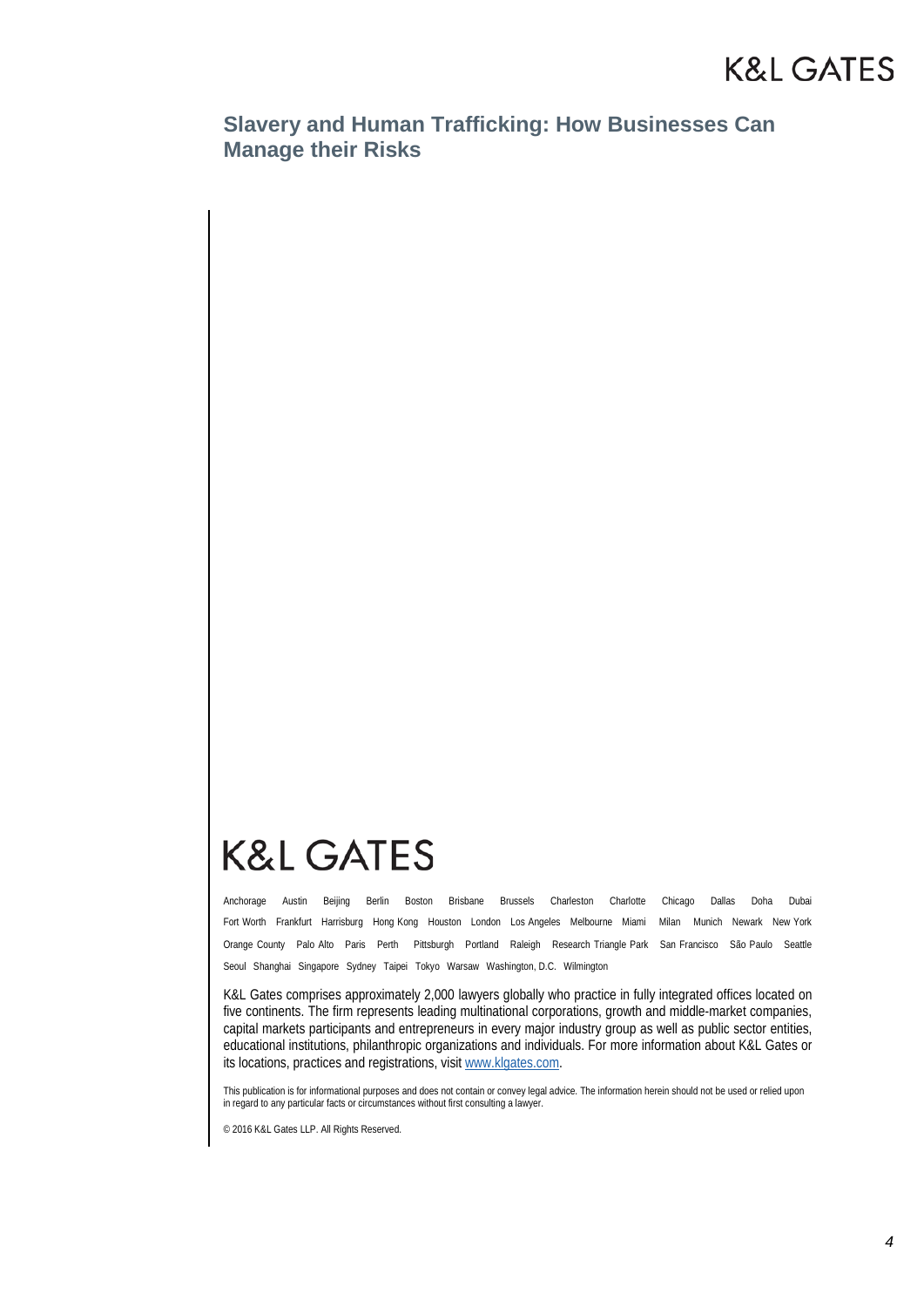K&L GATES

Anchorage Austin Beijing Berlin Boston Brisbane Brussels Charleston Charlotte Chicago Dallas Doha Dubai Fort Worth Frankfurt Harrisburg Hong Kong Houston London Los Angeles Melbourne Miami Milan Munich Newark New York Orange County Palo Alto Paris Perth Pittsburgh Portland Raleigh Research Triangle Park San Francisco São Paulo Seattle Seoul Shanghai Singapore Sydney Taipei Tokyo Warsaw Washington, D.C. Wilmington

K&L Gates comprises approximately 2,000 lawyers globally who practice in fully integrated offices located on five continents. The firm represents leading multinational corporations, growth and middle-market companies, capital markets participants and entrepreneurs in every major industry group as well as public sector entities, educational institutions, philanthropic organizations and individuals. For more information about K&L Gates or its locations, practices and registrations, visit [www.klgates.com](http://www.klgates.com).

This publication is for informational purposes and does not contain or convey legal advice. The information herein should not be used or relied upon in regard to any particular facts or circumstances without first consulting a lawyer.

© 2016 K&L Gates LLP. All Rights Reserved.